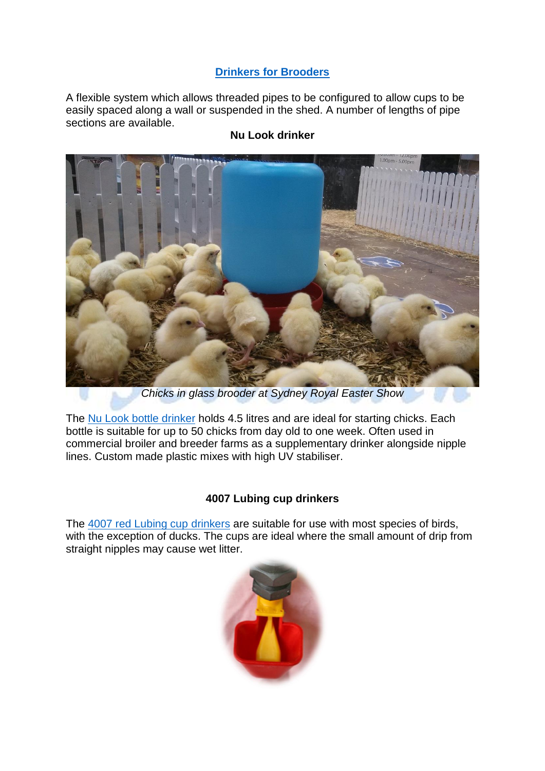## Drinkers for Brooders

A flexible system which allows threaded pipes to be configured to allow cups to be easily spaced along a wall or suspended in the shed. A number of lengths of pipe sections are available.

### Nu Look drinker

*Chicks in glass brooder at Sydney Royal Easter Show*

The Nu Look bottle drinker holds 4.5 litres and are ideal for starting chicks. Each bottle is suitable for up to 50 chicks from day old to one week. Often used in commercial broiler and breeder farms as a supplementary drinker alongside nipple lines. Custom made plastic mixes with high UV stabiliser.

### 4007 Lubing cup drinkers

The 4007 red Lubing cup drinkers are suitable for use with most species of birds, with the exception of ducks. The cups are ideal where the small amount of drip from straight nipples may cause wet litter.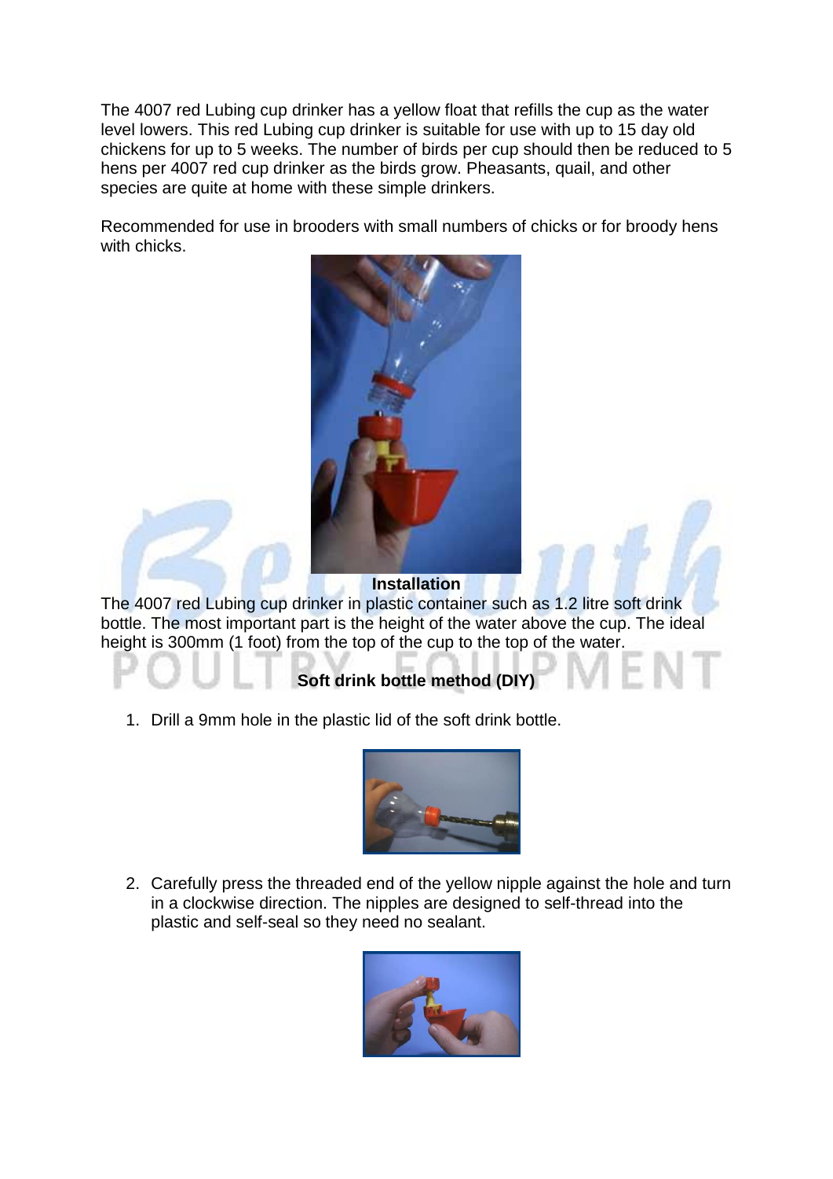The 4007 red Lubing cup drinker has a yellow float that refills the cup as the water level lowers. This red Lubing cup drinker is suitable for use with up to 15 day old chickens for up to 5 weeks. The number of birds per cup should then be reduced to 5 hens per 4007 red cup drinker as the birds grow. Pheasants, quail, and other species are quite at home with these simple drinkers.

Recommended for use in brooders with small numbers of chicks or for broody hens with chicks.

**Installation**

The 4007 red Lubing cup drinker in plastic container such as 1.2 litre soft drink bottle. The most important part is the height of the water above the cup. The ideal height is 300mm (1 foot) from the top of the cup to the top of the water.

**Soft drink bottle method (DIY)**

1. Drill a 9mm hole in the plastic lid of the soft drink bottle.

2. Carefully press the threaded end of the yellow nipple against the hole and turn in a clockwise direction. The nipples are designed to self-thread into the plastic and self-seal so they need no sealant.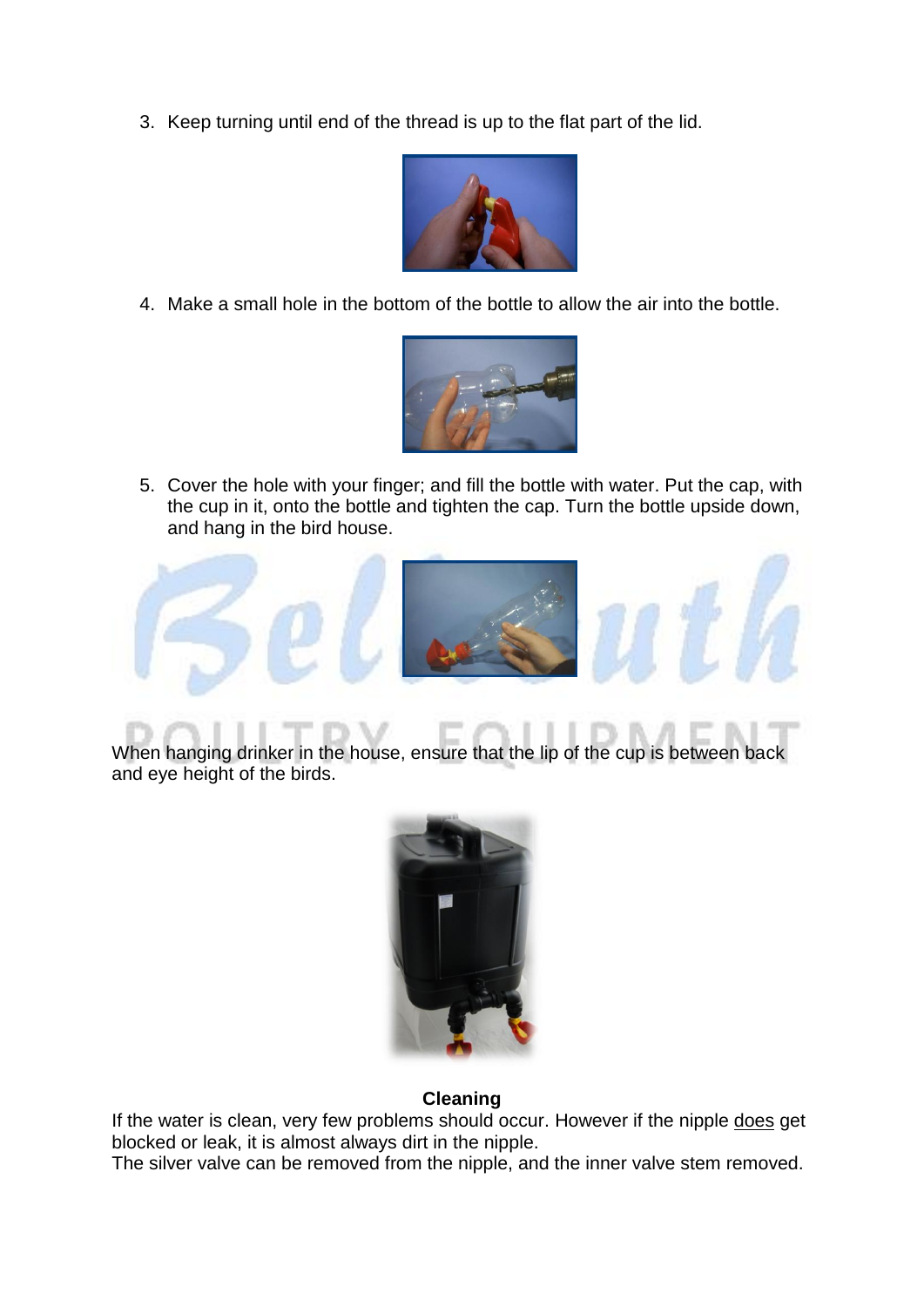3. Keep turning until end of the thread is up to the flat part of the lid.

4. Make a small hole in the bottom of the bottle to allow the air into the bottle.

5. Cover the hole with your finger; and fill the bottle with water. Put the cap, with the cup in it, onto the bottle and tighten the cap. Turn the bottle upside down, and hang in the bird house.

When hanging drinker in the house, ensure that the lip of the cup is between back and eye height of the birds.

**Cleaning**

If the water is clean, very few problems should occur. However if the nipple <u>does</u> get blocked or leak, it is almost always dirt in the nipple.
The silver valve can be removed from the nipple, and the inner valve stem removed.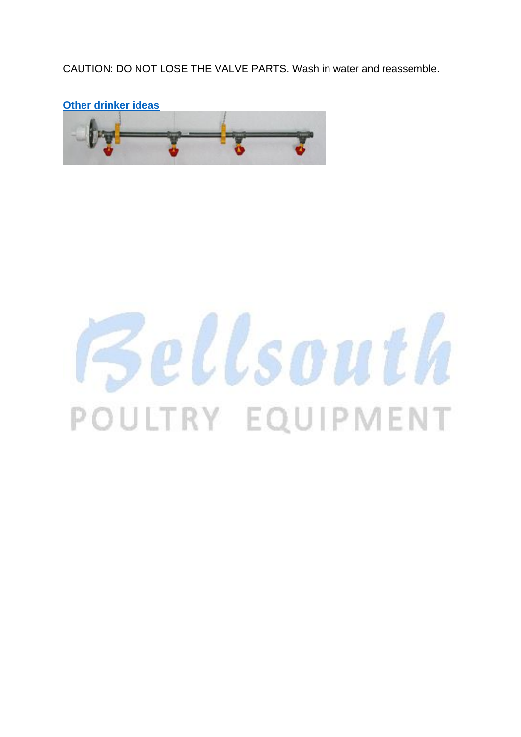CAUTION: DO NOT LOSE THE VALVE PARTS. Wash in water and reassemble.

**Other drinker ideas**